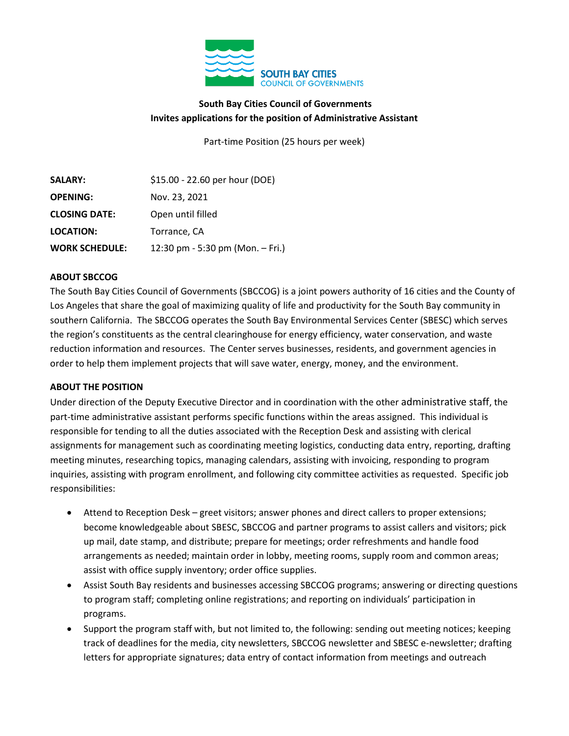SOUTH BAY CITIES
COUNCIL OF GOVERNMENTS

**South Bay Cities Council of Governments**
**Invites applications for the position of Administrative Assistant**

Part-time Position (25 hours per week)

| | |
|---|---|
| **SALARY:** | $15.00 - 22.60 per hour (DOE) |
| **OPENING:** | Nov. 23, 2021 |
| **CLOSING DATE:** | Open until filled |
| **LOCATION:** | Torrance, CA |
| **WORK SCHEDULE:** | 12:30 pm - 5:30 pm (Mon. – Fri.) |

**ABOUT SBCCOG**

The South Bay Cities Council of Governments (SBCCOG) is a joint powers authority of 16 cities and the County of Los Angeles that share the goal of maximizing quality of life and productivity for the South Bay community in southern California. The SBCCOG operates the South Bay Environmental Services Center (SBESC) which serves the region's constituents as the central clearinghouse for energy efficiency, water conservation, and waste reduction information and resources. The Center serves businesses, residents, and government agencies in order to help them implement projects that will save water, energy, money, and the environment.

**ABOUT THE POSITION**

Under direction of the Deputy Executive Director and in coordination with the other administrative staff, the part-time administrative assistant performs specific functions within the areas assigned. This individual is responsible for tending to all the duties associated with the Reception Desk and assisting with clerical assignments for management such as coordinating meeting logistics, conducting data entry, reporting, drafting meeting minutes, researching topics, managing calendars, assisting with invoicing, responding to program inquiries, assisting with program enrollment, and following city committee activities as requested. Specific job responsibilities:

- Attend to Reception Desk – greet visitors; answer phones and direct callers to proper extensions; become knowledgeable about SBESC, SBCCOG and partner programs to assist callers and visitors; pick up mail, date stamp, and distribute; prepare for meetings; order refreshments and handle food arrangements as needed; maintain order in lobby, meeting rooms, supply room and common areas; assist with office supply inventory; order office supplies.
- Assist South Bay residents and businesses accessing SBCCOG programs; answering or directing questions to program staff; completing online registrations; and reporting on individuals' participation in programs.
- Support the program staff with, but not limited to, the following: sending out meeting notices; keeping track of deadlines for the media, city newsletters, SBCCOG newsletter and SBESC e-newsletter; drafting letters for appropriate signatures; data entry of contact information from meetings and outreach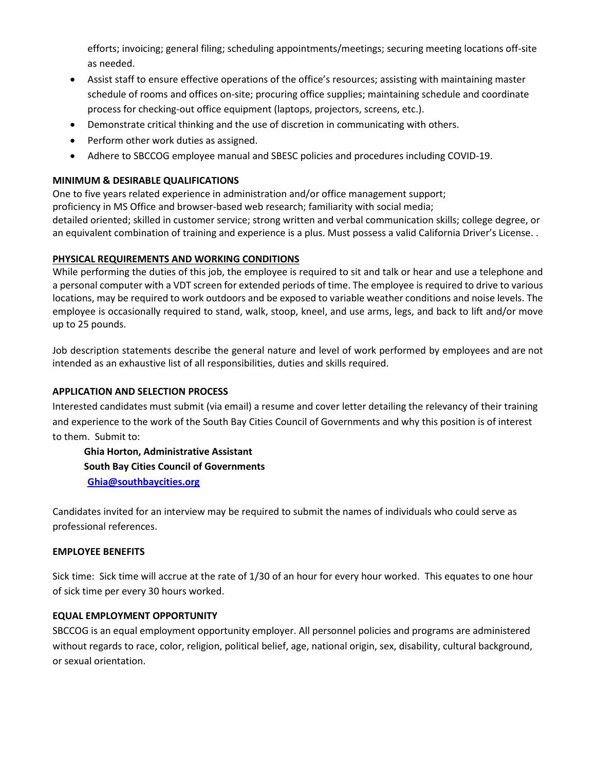efforts; invoicing; general filing; scheduling appointments/meetings; securing meeting locations off-site as needed.

- Assist staff to ensure effective operations of the office's resources; assisting with maintaining master schedule of rooms and offices on-site; procuring office supplies; maintaining schedule and coordinate process for checking-out office equipment (laptops, projectors, screens, etc.).
- Demonstrate critical thinking and the use of discretion in communicating with others.
- Perform other work duties as assigned.
- Adhere to SBCCOG employee manual and SBESC policies and procedures including COVID-19.

**MINIMUM & DESIRABLE QUALIFICATIONS**

One to five years related experience in administration and/or office management support; proficiency in MS Office and browser-based web research; familiarity with social media; detailed oriented; skilled in customer service; strong written and verbal communication skills; college degree, or an equivalent combination of training and experience is a plus. Must possess a valid California Driver's License. .

**PHYSICAL REQUIREMENTS AND WORKING CONDITIONS**

While performing the duties of this job, the employee is required to sit and talk or hear and use a telephone and a personal computer with a VDT screen for extended periods of time. The employee is required to drive to various locations, may be required to work outdoors and be exposed to variable weather conditions and noise levels. The employee is occasionally required to stand, walk, stoop, kneel, and use arms, legs, and back to lift and/or move up to 25 pounds.

Job description statements describe the general nature and level of work performed by employees and are not intended as an exhaustive list of all responsibilities, duties and skills required.

**APPLICATION AND SELECTION PROCESS**

Interested candidates must submit (via email) a resume and cover letter detailing the relevancy of their training and experience to the work of the South Bay Cities Council of Governments and why this position is of interest to them. Submit to:

**Ghia Horton, Administrative Assistant**
**South Bay Cities Council of Governments**
**Ghia@southbaycities.org**

Candidates invited for an interview may be required to submit the names of individuals who could serve as professional references.

**EMPLOYEE BENEFITS**

Sick time: Sick time will accrue at the rate of 1/30 of an hour for every hour worked. This equates to one hour of sick time per every 30 hours worked.

**EQUAL EMPLOYMENT OPPORTUNITY**

SBCCOG is an equal employment opportunity employer. All personnel policies and programs are administered without regards to race, color, religion, political belief, age, national origin, sex, disability, cultural background, or sexual orientation.